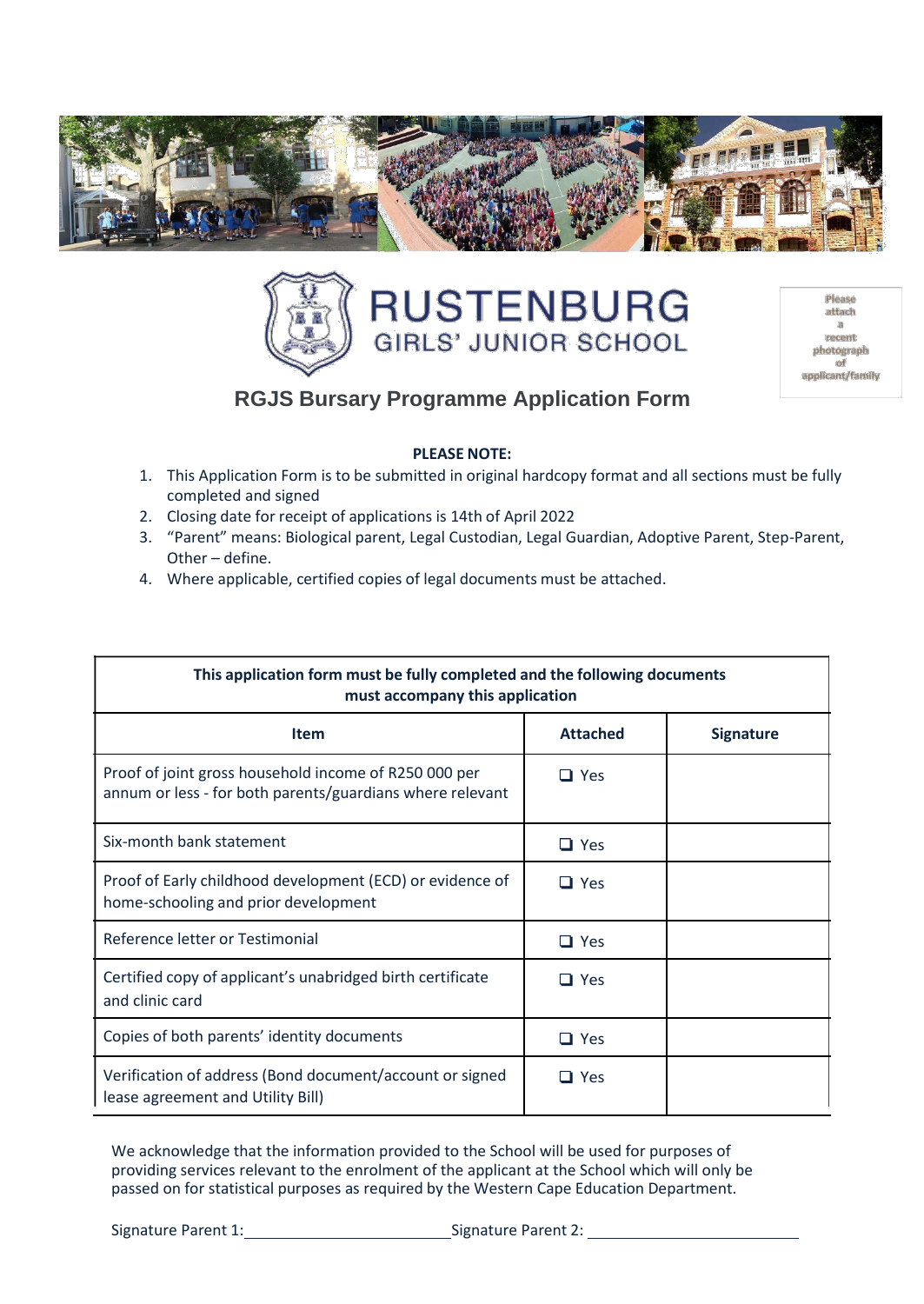# RUSTENBURG

## GIRLS' JUNIOR SCHOOL

Please attach a recent photograph of applicant/family

## RGJS Bursary Programme Application Form

**PLEASE NOTE:**

1. This Application Form is to be submitted in original hardcopy format and all sections must be fully completed and signed
2. Closing date for receipt of applications is 14th of April 2022
3. "Parent" means: Biological parent, Legal Custodian, Legal Guardian, Adoptive Parent, Step-Parent, Other – define.
4. Where applicable, certified copies of legal documents must be attached.

| **This application form must be fully completed and the following documents must accompany this application** | | |
|---|---|---|
| **Item** | **Attached** | **Signature** |
| Proof of joint gross household income of R250 000 per annum or less - for both parents/guardians where relevant | ❑ Yes | |
| Six-month bank statement | ❑ Yes | |
| Proof of Early childhood development (ECD) or evidence of home-schooling and prior development | ❑ Yes | |
| Reference letter or Testimonial | ❑ Yes | |
| Certified copy of applicant's unabridged birth certificate and clinic card | ❑ Yes | |
| Copies of both parents' identity documents | ❑ Yes | |
| Verification of address (Bond document/account or signed lease agreement and Utility Bill) | ❑ Yes | |

We acknowledge that the information provided to the School will be used for purposes of providing services relevant to the enrolment of the applicant at the School which will only be passed on for statistical purposes as required by the Western Cape Education Department.

Signature Parent 1: \_\_\_\_\_\_\_\_\_\_\_\_\_\_\_\_\_\_\_\_\_\_\_\_ Signature Parent 2: \_\_\_\_\_\_\_\_\_\_\_\_\_\_\_\_\_\_\_\_\_\_\_\_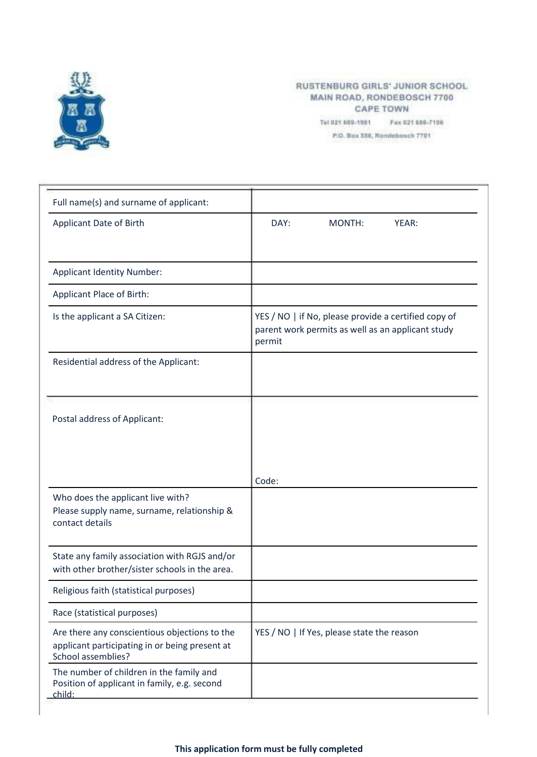RUSTENBURG GIRLS' JUNIOR SCHOOL
MAIN ROAD, RONDEBOSCH 7700
CAPE TOWN

Tel 021 689-1981 Fax 021 686-7106

P.O. Box 556, Rondebosch 7701

| | |
|---|---|
| Full name(s) and surname of applicant: | |
| Applicant Date of Birth | DAY: MONTH: YEAR: |
| Applicant Identity Number: | |
| Applicant Place of Birth: | |
| Is the applicant a SA Citizen: | YES / NO \| if No, please provide a certified copy of parent work permits as well as an applicant study permit |
| Residential address of the Applicant: | |
| Postal address of Applicant: | Code: |
| Who does the applicant live with? Please supply name, surname, relationship & contact details | |
| State any family association with RGJS and/or with other brother/sister schools in the area. | |
| Religious faith (statistical purposes) | |
| Race (statistical purposes) | |
| Are there any conscientious objections to the applicant participating in or being present at School assemblies? | YES / NO \| If Yes, please state the reason |
| The number of children in the family and Position of applicant in family, e.g. second child: | |

**This application form must be fully completed**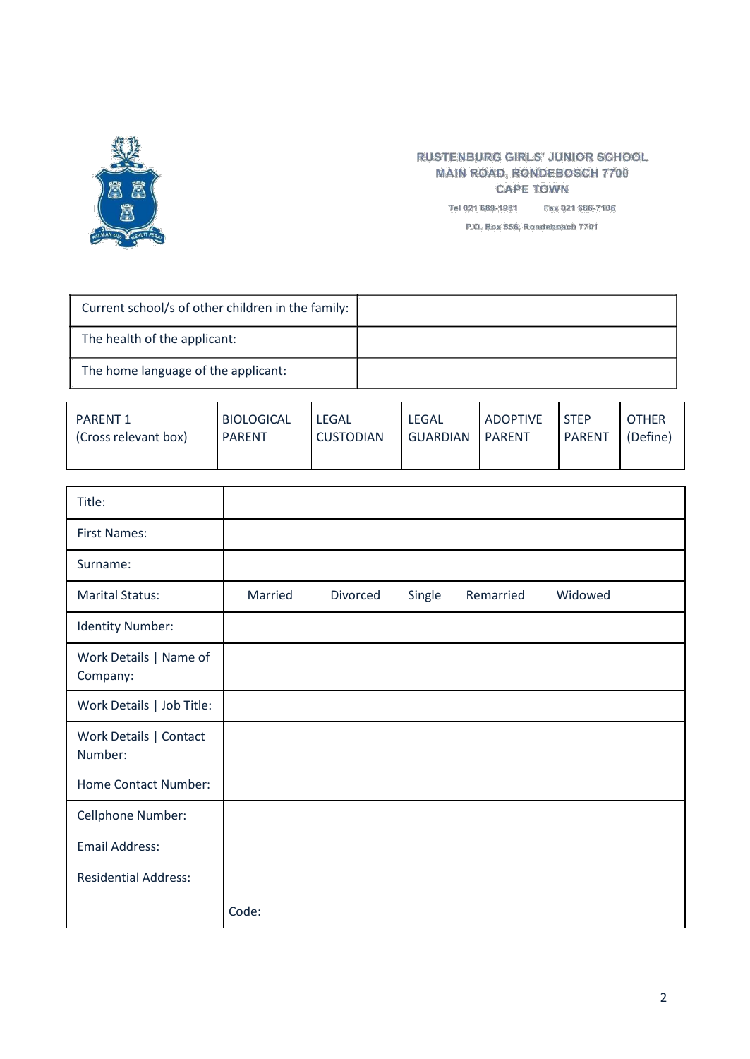RUSTENBURG GIRLS' JUNIOR SCHOOL
MAIN ROAD, RONDEBOSCH 7700
CAPE TOWN

Tel 021 689-1981 Fax 021 686-7106

P.O. Box 556, Rondebosch 7701

| Current school/s of other children in the family: | |
|---|---|
| The health of the applicant: | |
| The home language of the applicant: | |

| PARENT 1 (Cross relevant box) | BIOLOGICAL PARENT | LEGAL CUSTODIAN | LEGAL GUARDIAN | ADOPTIVE PARENT | STEP PARENT | OTHER (Define) |
|---|---|---|---|---|---|---|

| Title: | |
|---|---|
| First Names: | |
| Surname: | |
| Marital Status: | Married Divorced Single Remarried Widowed |
| Identity Number: | |
| Work Details \| Name of Company: | |
| Work Details \| Job Title: | |
| Work Details \| Contact Number: | |
| Home Contact Number: | |
| Cellphone Number: | |
| Email Address: | |
| Residential Address: | Code: |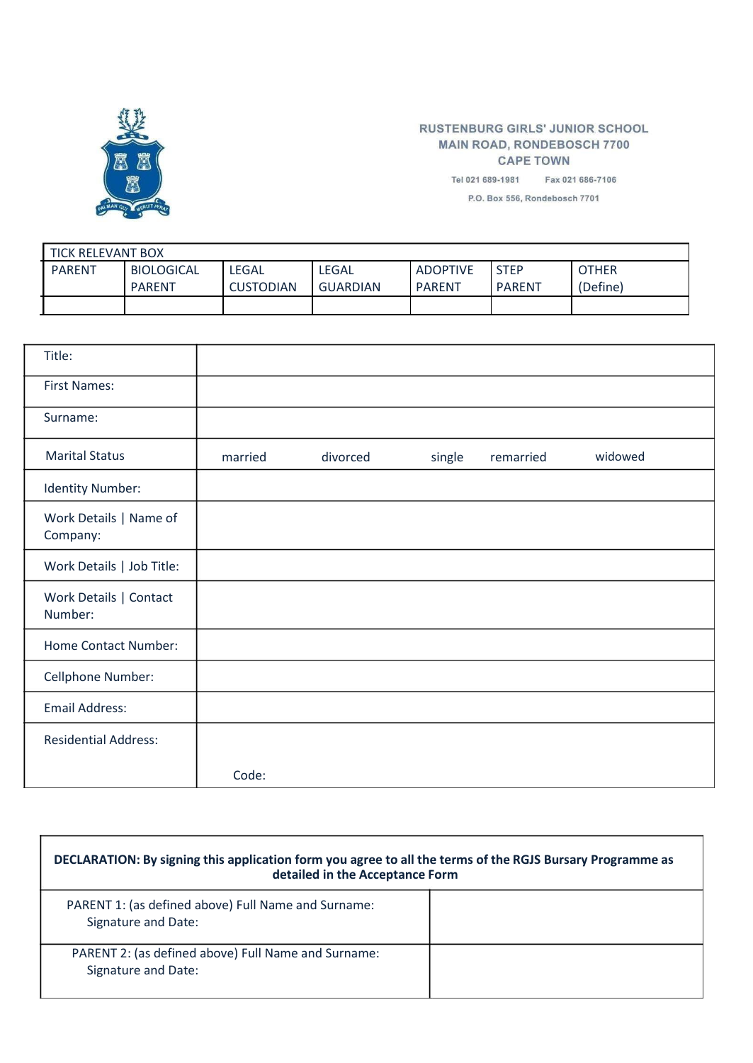RUSTENBURG GIRLS' JUNIOR SCHOOL
MAIN ROAD, RONDEBOSCH 7700
CAPE TOWN

Tel 021 689-1981 Fax 021 686-7106

P.O. Box 556, Rondebosch 7701

| TICK RELEVANT BOX | | | | | | |
|---|---|---|---|---|---|---|
| PARENT | BIOLOGICAL PARENT | LEGAL CUSTODIAN | LEGAL GUARDIAN | ADOPTIVE PARENT | STEP PARENT | OTHER (Define) |
| | | | | | | |

| | |
|---|---|
| Title: | |
| First Names: | |
| Surname: | |
| Marital Status | married divorced single remarried widowed |
| Identity Number: | |
| Work Details \| Name of Company: | |
| Work Details \| Job Title: | |
| Work Details \| Contact Number: | |
| Home Contact Number: | |
| Cellphone Number: | |
| Email Address: | |
| Residential Address: | Code: |

| **DECLARATION: By signing this application form you agree to all the terms of the RGJS Bursary Programme as detailed in the Acceptance Form** | |
|---|---|
| PARENT 1: (as defined above) Full Name and Surname: Signature and Date: | |
| PARENT 2: (as defined above) Full Name and Surname: Signature and Date: | |